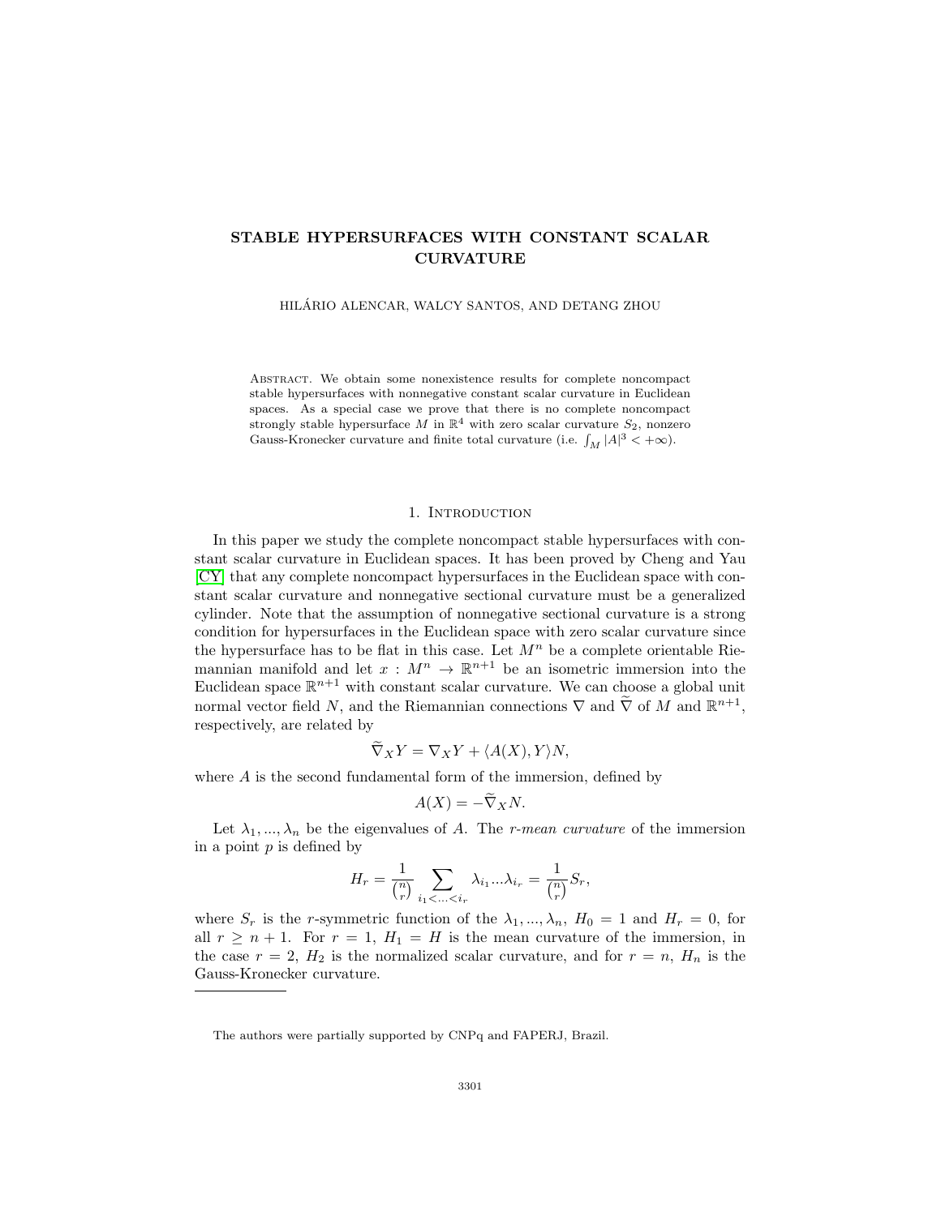# STABLE HYPERSURFACES WITH CONSTANT SCALAR CURVATURE

HILÁRIO ALENCAR, WALCY SANTOS, AND DETANG ZHOU

Abstract. We obtain some nonexistence results for complete noncompact stable hypersurfaces with nonnegative constant scalar curvature in Euclidean spaces. As a special case we prove that there is no complete noncompact strongly stable hypersurface $M$ in $\mathbb{R}^4$ with zero scalar curvature $S_2$, nonzero Gauss-Kronecker curvature and finite total curvature (i.e. $\int_M |A|^3 < +\infty$).

## 1. Introduction

In this paper we study the complete noncompact stable hypersurfaces with constant scalar curvature in Euclidean spaces. It has been proved by Cheng and Yau [CY] that any complete noncompact hypersurfaces in the Euclidean space with constant scalar curvature and nonnegative sectional curvature must be a generalized cylinder. Note that the assumption of nonnegative sectional curvature is a strong condition for hypersurfaces in the Euclidean space with zero scalar curvature since the hypersurface has to be flat in this case. Let $M^n$ be a complete orientable Riemannian manifold and let $x : M^n \to \mathbb{R}^{n+1}$ be an isometric immersion into the Euclidean space $\mathbb{R}^{n+1}$ with constant scalar curvature. We can choose a global unit normal vector field $N$, and the Riemannian connections $\nabla$ and $\widetilde{\nabla}$ of $M$ and $\mathbb{R}^{n+1}$, respectively, are related by

$$\widetilde{\nabla}_X Y = \nabla_X Y + \langle A(X), Y\rangle N,$$

where $A$ is the second fundamental form of the immersion, defined by

$$A(X) = -\widetilde{\nabla}_X N.$$

Let $\lambda_1, ..., \lambda_n$ be the eigenvalues of $A$. The *r-mean curvature* of the immersion in a point $p$ is defined by

$$H_r = \frac{1}{\binom{n}{r}} \sum_{i_1 < ... < i_r} \lambda_{i_1} ... \lambda_{i_r} = \frac{1}{\binom{n}{r}} S_r,$$

where $S_r$ is the $r$-symmetric function of the $\lambda_1, ..., \lambda_n$, $H_0 = 1$ and $H_r = 0$, for all $r \geq n+1$. For $r = 1$, $H_1 = H$ is the mean curvature of the immersion, in the case $r = 2$, $H_2$ is the normalized scalar curvature, and for $r = n$, $H_n$ is the Gauss-Kronecker curvature.

The authors were partially supported by CNPq and FAPERJ, Brazil.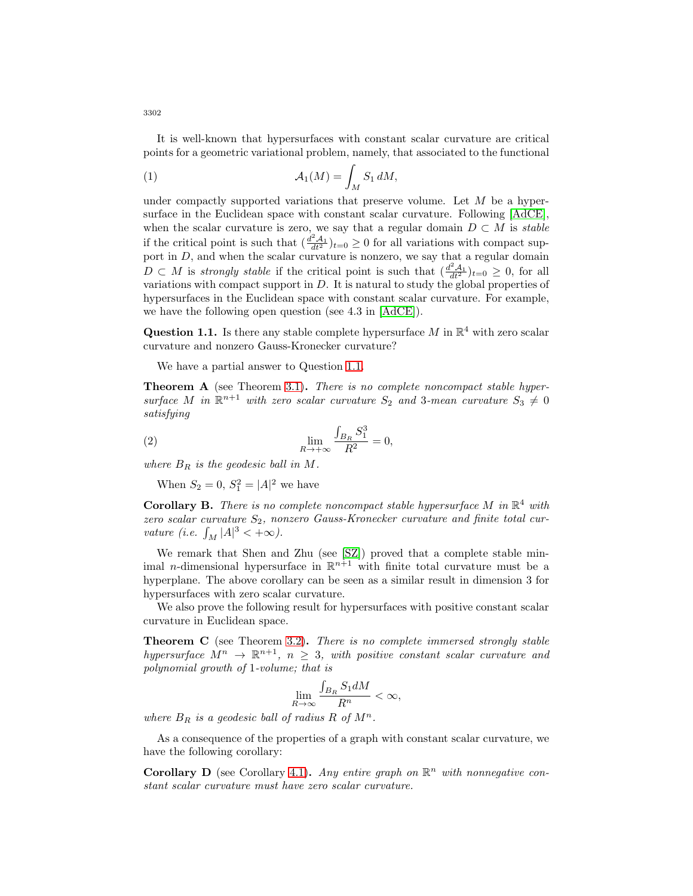It is well-known that hypersurfaces with constant scalar curvature are critical points for a geometric variational problem, namely, that associated to the functional

$$\mathcal{A}_1(M) = \int_M S_1 \, dM, \tag{1}$$

under compactly supported variations that preserve volume. Let $M$ be a hypersurface in the Euclidean space with constant scalar curvature. Following [AdCE], when the scalar curvature is zero, we say that a regular domain $D \subset M$ is *stable* if the critical point is such that $(\frac{d^2\mathcal{A}_1}{dt^2})_{t=0} \geq 0$ for all variations with compact support in $D$, and when the scalar curvature is nonzero, we say that a regular domain $D \subset M$ is *strongly stable* if the critical point is such that $(\frac{d^2\mathcal{A}_1}{dt^2})_{t=0} \geq 0$, for all variations with compact support in $D$. It is natural to study the global properties of hypersurfaces in the Euclidean space with constant scalar curvature. For example, we have the following open question (see 4.3 in [AdCE]).

**Question 1.1.** Is there any stable complete hypersurface $M$ in $\mathbb{R}^4$ with zero scalar curvature and nonzero Gauss-Kronecker curvature?

We have a partial answer to Question 1.1.

**Theorem A** (see Theorem 3.1)**.** *There is no complete noncompact stable hypersurface $M$ in $\mathbb{R}^{n+1}$ with zero scalar curvature $S_2$ and 3-mean curvature $S_3 \neq 0$ satisfying*

$$\lim_{R\to+\infty} \frac{\int_{B_R} S_1^3}{R^2} = 0, \tag{2}$$

*where $B_R$ is the geodesic ball in $M$.*

When $S_2 = 0$, $S_1^2 = |A|^2$ we have

**Corollary B.** *There is no complete noncompact stable hypersurface $M$ in $\mathbb{R}^4$ with zero scalar curvature $S_2$, nonzero Gauss-Kronecker curvature and finite total curvature (i.e. $\int_M |A|^3 < +\infty$).*

We remark that Shen and Zhu (see [SZ]) proved that a complete stable minimal $n$-dimensional hypersurface in $\mathbb{R}^{n+1}$ with finite total curvature must be a hyperplane. The above corollary can be seen as a similar result in dimension 3 for hypersurfaces with zero scalar curvature.

We also prove the following result for hypersurfaces with positive constant scalar curvature in Euclidean space.

**Theorem C** (see Theorem 3.2)**.** *There is no complete immersed strongly stable hypersurface $M^n \to \mathbb{R}^{n+1}$, $n \geq 3$, with positive constant scalar curvature and polynomial growth of 1-volume; that is*

$$\lim_{R\to\infty} \frac{\int_{B_R} S_1 dM}{R^n} < \infty,$$

*where $B_R$ is a geodesic ball of radius $R$ of $M^n$.*

As a consequence of the properties of a graph with constant scalar curvature, we have the following corollary:

**Corollary D** (see Corollary 4.1)**.** *Any entire graph on $\mathbb{R}^n$ with nonnegative constant scalar curvature must have zero scalar curvature.*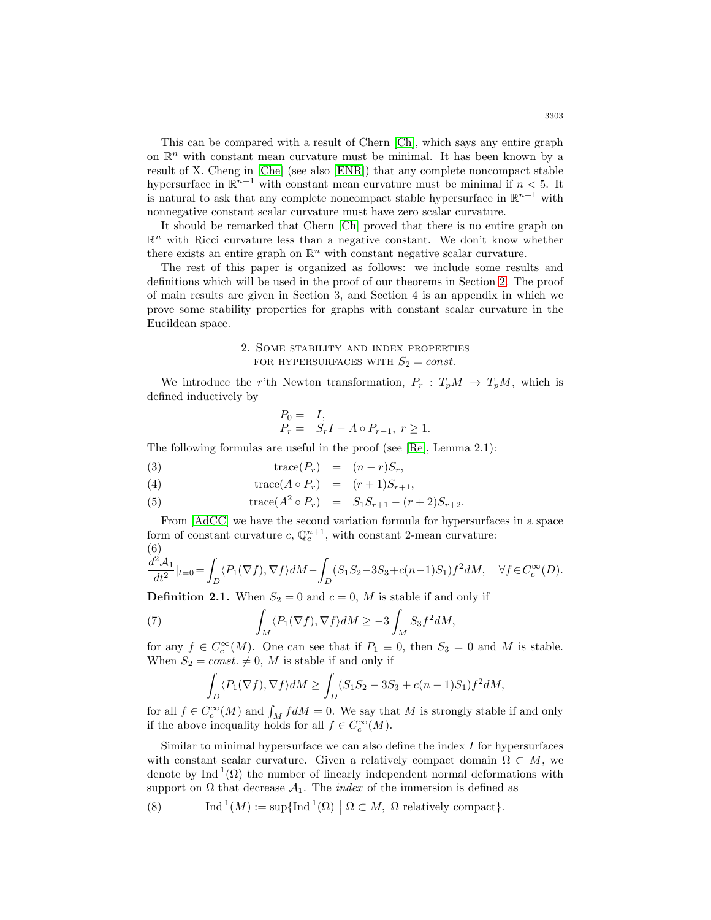This can be compared with a result of Chern [Ch], which says any entire graph on $\mathbb{R}^n$ with constant mean curvature must be minimal. It has been known by a result of X. Cheng in [Che] (see also [ENR]) that any complete noncompact stable hypersurface in $\mathbb{R}^{n+1}$ with constant mean curvature must be minimal if $n < 5$. It is natural to ask that any complete noncompact stable hypersurface in $\mathbb{R}^{n+1}$ with nonnegative constant scalar curvature must have zero scalar curvature.

It should be remarked that Chern [Ch] proved that there is no entire graph on $\mathbb{R}^n$ with Ricci curvature less than a negative constant. We don't know whether there exists an entire graph on $\mathbb{R}^n$ with constant negative scalar curvature.

The rest of this paper is organized as follows: we include some results and definitions which will be used in the proof of our theorems in Section 2. The proof of main results are given in Section 3, and Section 4 is an appendix in which we prove some stability properties for graphs with constant scalar curvature in the Eucildean space.

## 2. Some stability and index properties for hypersurfaces with $S_2 = const.$

We introduce the $r$'th Newton transformation, $P_r : T_pM \to T_pM$, which is defined inductively by

$$
\begin{aligned}
P_0 &= I, \\
P_r &= S_r I - A \circ P_{r-1}, \ r \geq 1.
\end{aligned}
$$

The following formulas are useful in the proof (see [Re], Lemma 2.1):

$$
\text{trace}(P_r) = (n-r)S_r, \tag{3}
$$

$$
\text{trace}(A \circ P_r) = (r+1)S_{r+1}, \tag{4}
$$

$$
\text{trace}(A^2 \circ P_r) = S_1 S_{r+1} - (r+2)S_{r+2}. \tag{5}
$$

From [AdCC] we have the second variation formula for hypersurfaces in a space form of constant curvature $c$, $\mathbb{Q}_c^{n+1}$, with constant 2-mean curvature:

$$
\frac{d^2 \mathcal{A}_1}{dt^2}\Big|_{t=0} = \int_D \langle P_1(\nabla f), \nabla f \rangle dM - \int_D (S_1 S_2 - 3S_3 + c(n-1)S_1) f^2 dM, \quad \forall f \in C_c^\infty(D). \tag{6}
$$

**Definition 2.1.** When $S_2 = 0$ and $c = 0$, $M$ is stable if and only if

$$
\int_M \langle P_1(\nabla f), \nabla f \rangle dM \geq -3 \int_M S_3 f^2 dM, \tag{7}
$$

for any $f \in C_c^\infty(M)$. One can see that if $P_1 \equiv 0$, then $S_3 = 0$ and $M$ is stable. When $S_2 = const. \neq 0$, $M$ is stable if and only if

$$
\int_D \langle P_1(\nabla f), \nabla f \rangle dM \geq \int_D (S_1 S_2 - 3S_3 + c(n-1)S_1) f^2 dM,
$$

for all $f \in C_c^\infty(M)$ and $\int_M f dM = 0$. We say that $M$ is strongly stable if and only if the above inequality holds for all $f \in C_c^\infty(M)$.

Similar to minimal hypersurface we can also define the index $I$ for hypersurfaces with constant scalar curvature. Given a relatively compact domain $\Omega \subset M$, we denote by $\text{Ind}^1(\Omega)$ the number of linearly independent normal deformations with support on $\Omega$ that decrease $\mathcal{A}_1$. The *index* of the immersion is defined as

$$
\text{Ind}^1(M) := \sup\{\text{Ind}^1(\Omega) \mid \Omega \subset M, \ \Omega \text{ relatively compact}\}. \tag{8}
$$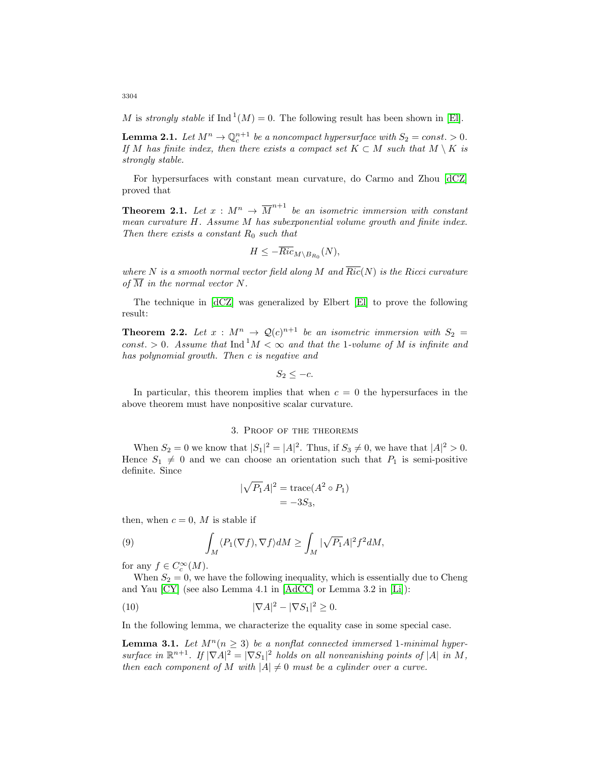$M$ is *strongly stable* if $\operatorname{Ind}^1(M) = 0$. The following result has been shown in [El].

**Lemma 2.1.** *Let $M^n \to \mathbb{Q}_c^{n+1}$ be a noncompact hypersurface with $S_2 = const. > 0$. If $M$ has finite index, then there exists a compact set $K \subset M$ such that $M \setminus K$ is strongly stable.*

For hypersurfaces with constant mean curvature, do Carmo and Zhou [dCZ] proved that

**Theorem 2.1.** *Let $x : M^n \to \overline{M}^{n+1}$ be an isometric immersion with constant mean curvature $H$. Assume $M$ has subexponential volume growth and finite index. Then there exists a constant $R_0$ such that*

$$H \leq -\overline{Ric}_{M \setminus B_{R_0}}(N),$$

*where $N$ is a smooth normal vector field along $M$ and $\overline{Ric}(N)$ is the Ricci curvature of $\overline{M}$ in the normal vector $N$.*

The technique in [dCZ] was generalized by Elbert [El] to prove the following result:

**Theorem 2.2.** *Let $x : M^n \to \mathcal{Q}(c)^{n+1}$ be an isometric immersion with $S_2 = const. > 0$. Assume that $\operatorname{Ind}^1 M < \infty$ and that the 1-volume of $M$ is infinite and has polynomial growth. Then $c$ is negative and*

$$S_2 \leq -c.$$

In particular, this theorem implies that when $c = 0$ the hypersurfaces in the above theorem must have nonpositive scalar curvature.

## 3. Proof of the theorems

When $S_2 = 0$ we know that $|S_1|^2 = |A|^2$. Thus, if $S_3 \neq 0$, we have that $|A|^2 > 0$. Hence $S_1 \neq 0$ and we can choose an orientation such that $P_1$ is semi-positive definite. Since

$$\begin{aligned} |\sqrt{P_1}A|^2 &= \operatorname{trace}(A^2 \circ P_1) \\ &= -3S_3, \end{aligned}$$

then, when $c = 0$, $M$ is stable if

$$\int_M \langle P_1(\nabla f), \nabla f \rangle dM \geq \int_M |\sqrt{P_1}A|^2 f^2 dM, \tag{9}$$

for any $f \in C_c^\infty(M)$.

When $S_2 = 0$, we have the following inequality, which is essentially due to Cheng and Yau [CY] (see also Lemma 4.1 in [AdCC] or Lemma 3.2 in [Li]):

$$|\nabla A|^2 - |\nabla S_1|^2 \geq 0. \tag{10}$$

In the following lemma, we characterize the equality case in some special case.

**Lemma 3.1.** *Let $M^n (n \geq 3)$ be a nonflat connected immersed 1-minimal hypersurface in $\mathbb{R}^{n+1}$. If $|\nabla A|^2 = |\nabla S_1|^2$ holds on all nonvanishing points of $|A|$ in $M$, then each component of $M$ with $|A| \neq 0$ must be a cylinder over a curve.*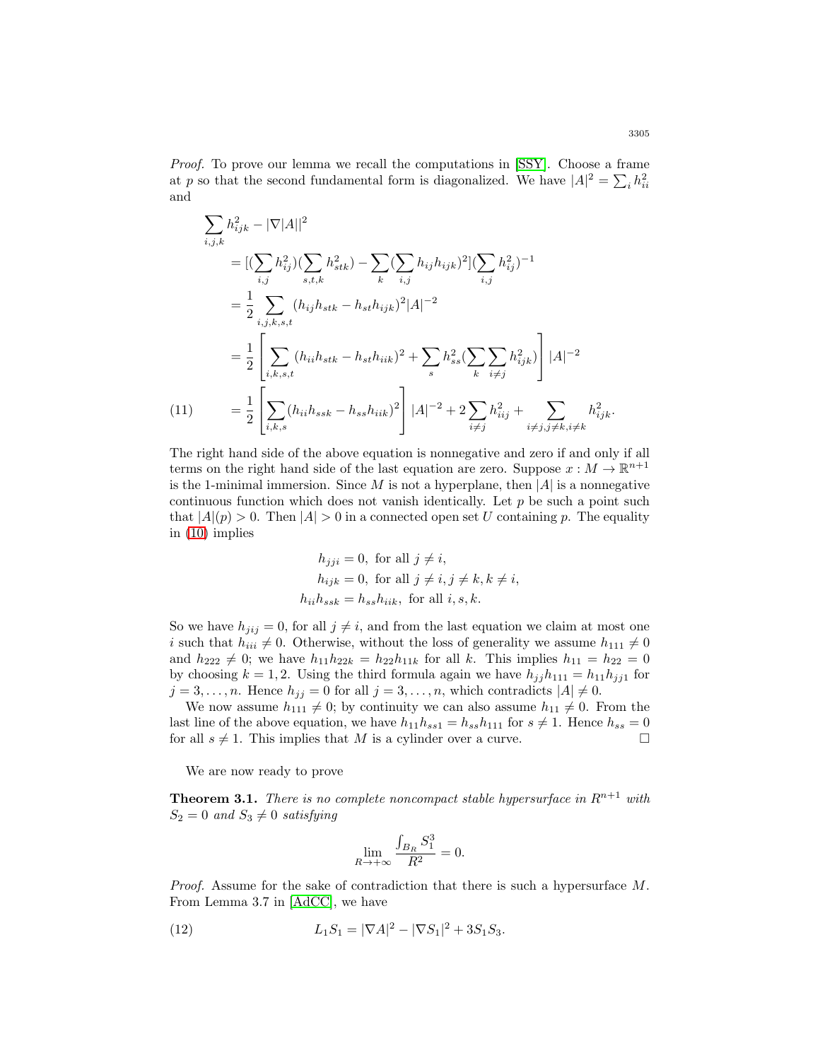*Proof.* To prove our lemma we recall the computations in [SSY]. Choose a frame at $p$ so that the second fundamental form is diagonalized. We have $|A|^2 = \sum_i h_{ii}^2$ and

$$
\begin{aligned}
&\sum_{i,j,k} h_{ijk}^2 - |\nabla |A||^2 \\
&\quad = [(\sum_{i,j} h_{ij}^2)(\sum_{s,t,k} h_{stk}^2) - \sum_k (\sum_{i,j} h_{ij}h_{ijk})^2](\sum_{i,j} h_{ij}^2)^{-1} \\
&\quad = \frac{1}{2} \sum_{i,j,k,s,t} (h_{ij}h_{stk} - h_{st}h_{ijk})^2 |A|^{-2} \\
&\quad = \frac{1}{2} \left[ \sum_{i,k,s,t} (h_{ii}h_{stk} - h_{st}h_{iik})^2 + \sum_s h_{ss}^2 (\sum_k \sum_{i \neq j} h_{ijk}^2) \right] |A|^{-2} \\
&\quad = \frac{1}{2} \left[ \sum_{i,k,s} (h_{ii}h_{ssk} - h_{ss}h_{iik})^2 \right] |A|^{-2} + 2 \sum_{i \neq j} h_{iij}^2 + \sum_{i \neq j, j \neq k, i \neq k} h_{ijk}^2. \qquad (11)
\end{aligned}
$$

The right hand side of the above equation is nonnegative and zero if and only if all terms on the right hand side of the last equation are zero. Suppose $x : M \to \mathbb{R}^{n+1}$ is the 1-minimal immersion. Since $M$ is not a hyperplane, then $|A|$ is a nonnegative continuous function which does not vanish identically. Let $p$ be such a point such that $|A|(p) > 0$. Then $|A| > 0$ in a connected open set $U$ containing $p$. The equality in (10) implies

$$
\begin{aligned}
h_{jji} &= 0, \text{ for all } j \neq i, \\
h_{ijk} &= 0, \text{ for all } j \neq i, j \neq k, k \neq i, \\
h_{ii}h_{ssk} &= h_{ss}h_{iik}, \text{ for all } i, s, k.
\end{aligned}
$$

So we have $h_{jij} = 0$, for all $j \neq i$, and from the last equation we claim at most one $i$ such that $h_{iii} \neq 0$. Otherwise, without the loss of generality we assume $h_{111} \neq 0$ and $h_{222} \neq 0$; we have $h_{11}h_{22k} = h_{22}h_{11k}$ for all $k$. This implies $h_{11} = h_{22} = 0$ by choosing $k = 1, 2$. Using the third formula again we have $h_{jj}h_{111} = h_{11}h_{jj1}$ for $j = 3, \ldots, n$. Hence $h_{jj} = 0$ for all $j = 3, \ldots, n$, which contradicts $|A| \neq 0$.

We now assume $h_{111} \neq 0$; by continuity we can also assume $h_{11} \neq 0$. From the last line of the above equation, we have $h_{11}h_{ss1} = h_{ss}h_{111}$ for $s \neq 1$. Hence $h_{ss} = 0$ for all $s \neq 1$. This implies that $M$ is a cylinder over a curve. □

We are now ready to prove

**Theorem 3.1.** *There is no complete noncompact stable hypersurface in $R^{n+1}$ with $S_2 = 0$ and $S_3 \neq 0$ satisfying*

$$
\lim_{R \to +\infty} \frac{\int_{B_R} S_1^3}{R^2} = 0.
$$

*Proof.* Assume for the sake of contradiction that there is such a hypersurface $M$. From Lemma 3.7 in [AdCC], we have

$$
L_1 S_1 = |\nabla A|^2 - |\nabla S_1|^2 + 3S_1S_3. \qquad (12)
$$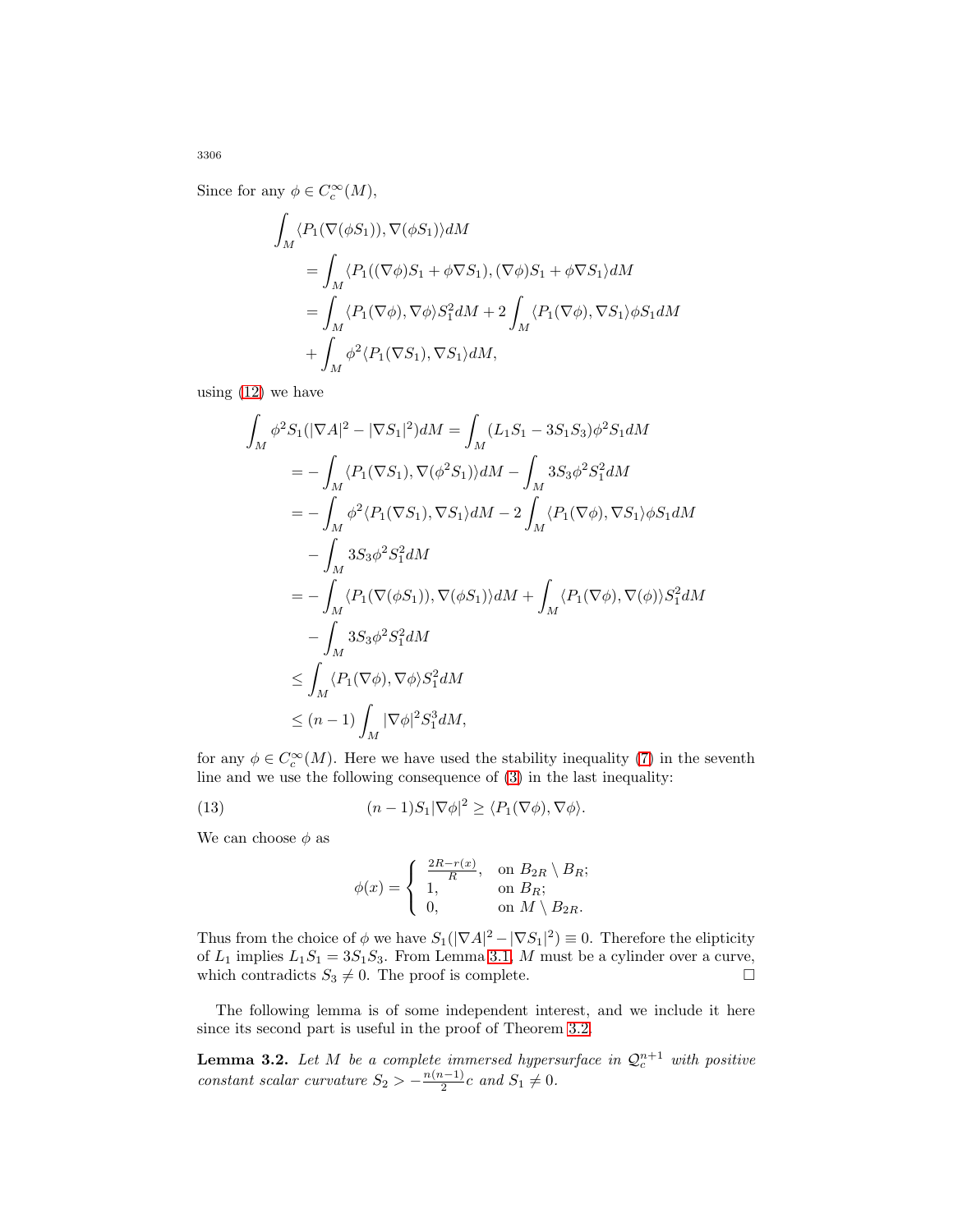Since for any $\phi \in C_c^\infty(M)$,

$$
\begin{aligned}
&\int_M \langle P_1(\nabla(\phi S_1)), \nabla(\phi S_1)\rangle dM \\
&\quad = \int_M \langle P_1((\nabla\phi)S_1 + \phi\nabla S_1), (\nabla\phi)S_1 + \phi\nabla S_1\rangle dM \\
&\quad = \int_M \langle P_1(\nabla\phi), \nabla\phi\rangle S_1^2 dM + 2\int_M \langle P_1(\nabla\phi), \nabla S_1\rangle \phi S_1 dM \\
&\quad\quad + \int_M \phi^2 \langle P_1(\nabla S_1), \nabla S_1\rangle dM,
\end{aligned}
$$

using (12) we have

$$
\begin{aligned}
\int_M \phi^2 S_1(|\nabla A|^2 - |\nabla S_1|^2) dM &= \int_M (L_1 S_1 - 3S_1 S_3)\phi^2 S_1 dM \\
&= -\int_M \langle P_1(\nabla S_1), \nabla(\phi^2 S_1)\rangle dM - \int_M 3S_3\phi^2 S_1^2 dM \\
&= -\int_M \phi^2\langle P_1(\nabla S_1), \nabla S_1\rangle dM - 2\int_M \langle P_1(\nabla\phi), \nabla S_1\rangle \phi S_1 dM \\
&\quad - \int_M 3S_3\phi^2 S_1^2 dM \\
&= -\int_M \langle P_1(\nabla(\phi S_1)), \nabla(\phi S_1)\rangle dM + \int_M \langle P_1(\nabla\phi), \nabla(\phi)\rangle S_1^2 dM \\
&\quad - \int_M 3S_3\phi^2 S_1^2 dM \\
&\le \int_M \langle P_1(\nabla\phi), \nabla\phi\rangle S_1^2 dM \\
&\le (n-1)\int_M |\nabla\phi|^2 S_1^3 dM,
\end{aligned}
$$

for any $\phi \in C_c^\infty(M)$. Here we have used the stability inequality (7) in the seventh line and we use the following consequence of (3) in the last inequality:

$$
(n-1)S_1|\nabla\phi|^2 \ge \langle P_1(\nabla\phi), \nabla\phi\rangle. \tag{13}
$$

We can choose $\phi$ as

$$
\phi(x) = \begin{cases} \frac{2R - r(x)}{R}, & \text{on } B_{2R}\setminus B_R; \\ 1, & \text{on } B_R; \\ 0, & \text{on } M \setminus B_{2R}. \end{cases}
$$

Thus from the choice of $\phi$ we have $S_1(|\nabla A|^2 - |\nabla S_1|^2) \equiv 0$. Therefore the elipticity of $L_1$ implies $L_1 S_1 = 3S_1 S_3$. From Lemma 3.1, $M$ must be a cylinder over a curve, which contradicts $S_3 \neq 0$. The proof is complete. $\square$

The following lemma is of some independent interest, and we include it here since its second part is useful in the proof of Theorem 3.2.

**Lemma 3.2.** *Let $M$ be a complete immersed hypersurface in $\mathcal{Q}_c^{n+1}$ with positive constant scalar curvature $S_2 > -\frac{n(n-1)}{2}c$ and $S_1 \neq 0$.*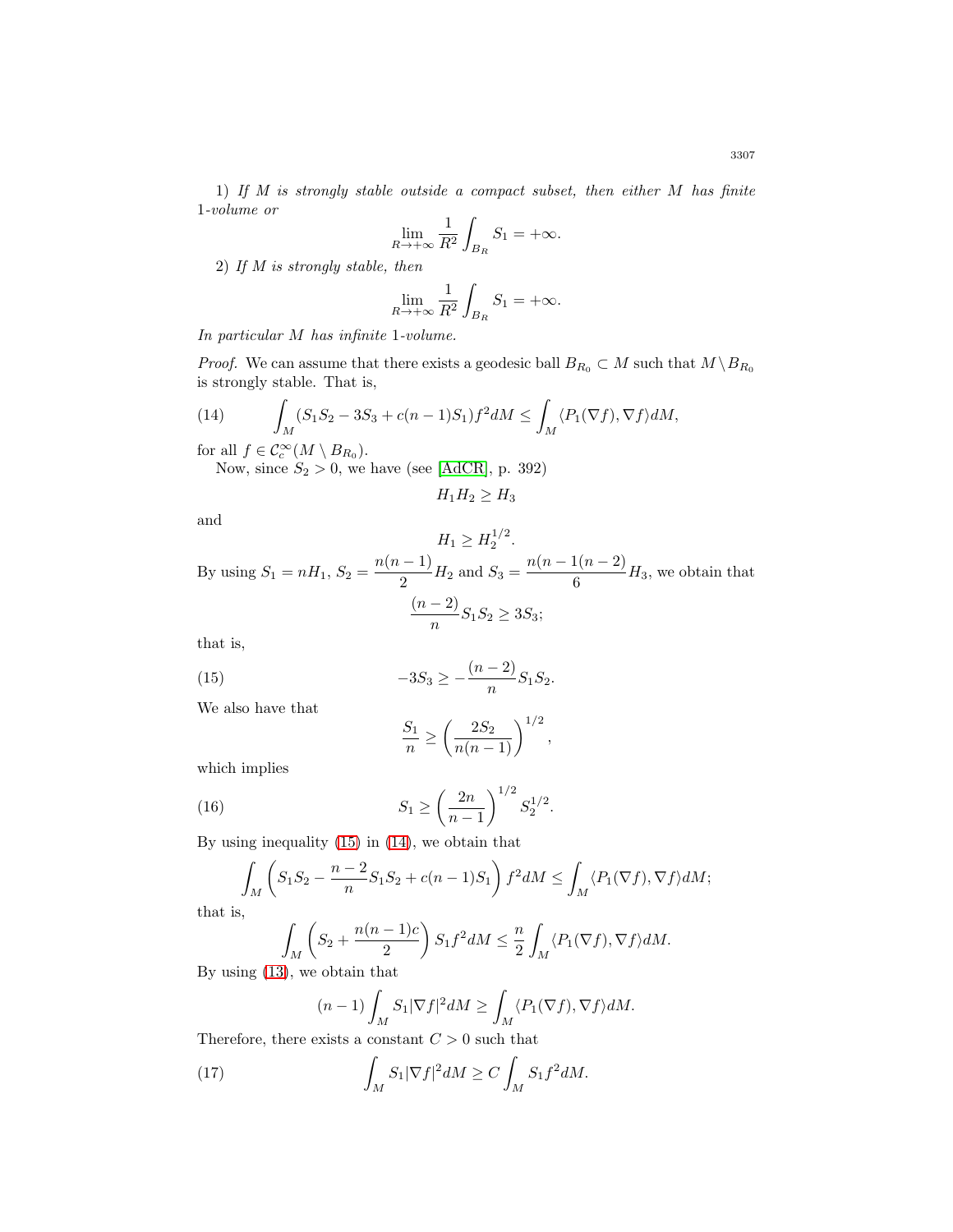1) *If $M$ is strongly stable outside a compact subset, then either $M$ has finite 1-volume or*

$$\lim_{R\to+\infty}\frac{1}{R^2}\int_{B_R} S_1 = +\infty.$$

2) *If $M$ is strongly stable, then*

$$\lim_{R\to+\infty}\frac{1}{R^2}\int_{B_R} S_1 = +\infty.$$

*In particular $M$ has infinite 1-volume.*

*Proof.* We can assume that there exists a geodesic ball $B_{R_0}\subset M$ such that $M\setminus B_{R_0}$ is strongly stable. That is,

$$\int_M (S_1S_2 - 3S_3 + c(n-1)S_1)f^2dM \le \int_M \langle P_1(\nabla f),\nabla f\rangle dM, \tag{14}$$

for all $f\in\mathcal{C}_c^\infty(M\setminus B_{R_0})$.

Now, since $S_2>0$, we have (see [AdCR], p. 392)

$$H_1H_2\ge H_3$$

and

$$H_1\ge H_2^{1/2}.$$

By using $S_1 = nH_1$, $S_2=\dfrac{n(n-1)}{2}H_2$ and $S_3=\dfrac{n(n-1(n-2)}{6}H_3$, we obtain that

$$\frac{(n-2)}{n}S_1S_2\ge 3S_3;$$

that is,

$$-3S_3\ge -\frac{(n-2)}{n}S_1S_2. \tag{15}$$

We also have that

$$\frac{S_1}{n}\ge\left(\frac{2S_2}{n(n-1)}\right)^{1/2},$$

which implies

$$S_1\ge\left(\frac{2n}{n-1}\right)^{1/2}S_2^{1/2}. \tag{16}$$

By using inequality (15) in (14), we obtain that

$$\int_M\left(S_1S_2-\frac{n-2}{n}S_1S_2+c(n-1)S_1\right)f^2dM\le\int_M\langle P_1(\nabla f),\nabla f\rangle dM;$$

that is,

$$\int_M\left(S_2+\frac{n(n-1)c}{2}\right)S_1f^2dM\le\frac{n}{2}\int_M\langle P_1(\nabla f),\nabla f\rangle dM.$$

By using (13), we obtain that

$$(n-1)\int_M S_1|\nabla f|^2dM\ge\int_M\langle P_1(\nabla f),\nabla f\rangle dM.$$

Therefore, there exists a constant $C>0$ such that

$$\int_M S_1|\nabla f|^2dM\ge C\int_M S_1f^2dM. \tag{17}$$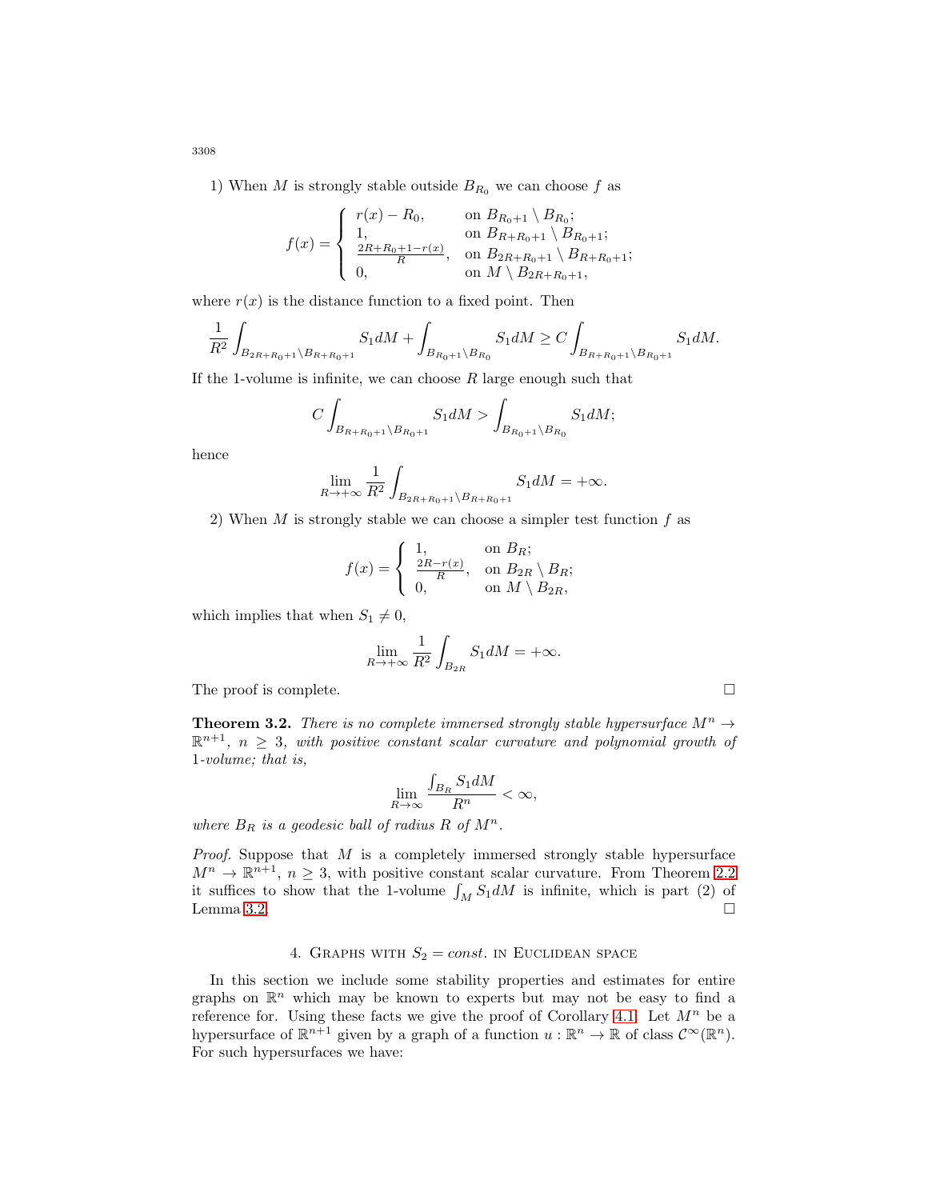1) When $M$ is strongly stable outside $B_{R_0}$ we can choose $f$ as

$$f(x) = \begin{cases} r(x) - R_0, & \text{on } B_{R_0+1} \setminus B_{R_0}; \\ 1, & \text{on } B_{R+R_0+1} \setminus B_{R_0+1}; \\ \frac{2R+R_0+1-r(x)}{R}, & \text{on } B_{2R+R_0+1} \setminus B_{R+R_0+1}; \\ 0, & \text{on } M \setminus B_{2R+R_0+1}, \end{cases}$$

where $r(x)$ is the distance function to a fixed point. Then

$$\frac{1}{R^2} \int_{B_{2R+R_0+1} \setminus B_{R+R_0+1}} S_1 dM + \int_{B_{R_0+1} \setminus B_{R_0}} S_1 dM \geq C \int_{B_{R+R_0+1} \setminus B_{R_0+1}} S_1 dM.$$

If the 1-volume is infinite, we can choose $R$ large enough such that

$$C \int_{B_{R+R_0+1} \setminus B_{R_0+1}} S_1 dM > \int_{B_{R_0+1} \setminus B_{R_0}} S_1 dM;$$

hence

$$\lim_{R \to +\infty} \frac{1}{R^2} \int_{B_{2R+R_0+1} \setminus B_{R+R_0+1}} S_1 dM = +\infty.$$

2) When $M$ is strongly stable we can choose a simpler test function $f$ as

$$f(x) = \begin{cases} 1, & \text{on } B_R; \\ \frac{2R-r(x)}{R}, & \text{on } B_{2R} \setminus B_R; \\ 0, & \text{on } M \setminus B_{2R}, \end{cases}$$

which implies that when $S_1 \neq 0$,

$$\lim_{R \to +\infty} \frac{1}{R^2} \int_{B_{2R}} S_1 dM = +\infty.$$

The proof is complete. □

**Theorem 3.2.** *There is no complete immersed strongly stable hypersurface $M^n \to \mathbb{R}^{n+1}$, $n \geq 3$, with positive constant scalar curvature and polynomial growth of 1-volume; that is,*

$$\lim_{R \to \infty} \frac{\int_{B_R} S_1 dM}{R^n} < \infty,$$

*where $B_R$ is a geodesic ball of radius $R$ of $M^n$.*

*Proof.* Suppose that $M$ is a completely immersed strongly stable hypersurface $M^n \to \mathbb{R}^{n+1}$, $n \geq 3$, with positive constant scalar curvature. From Theorem 2.2 it suffices to show that the 1-volume $\int_M S_1 dM$ is infinite, which is part (2) of Lemma 3.2. □

## 4. Graphs with $S_2 = const.$ in Euclidean space

In this section we include some stability properties and estimates for entire graphs on $\mathbb{R}^n$ which may be known to experts but may not be easy to find a reference for. Using these facts we give the proof of Corollary 4.1. Let $M^n$ be a hypersurface of $\mathbb{R}^{n+1}$ given by a graph of a function $u : \mathbb{R}^n \to \mathbb{R}$ of class $\mathcal{C}^\infty(\mathbb{R}^n)$. For such hypersurfaces we have: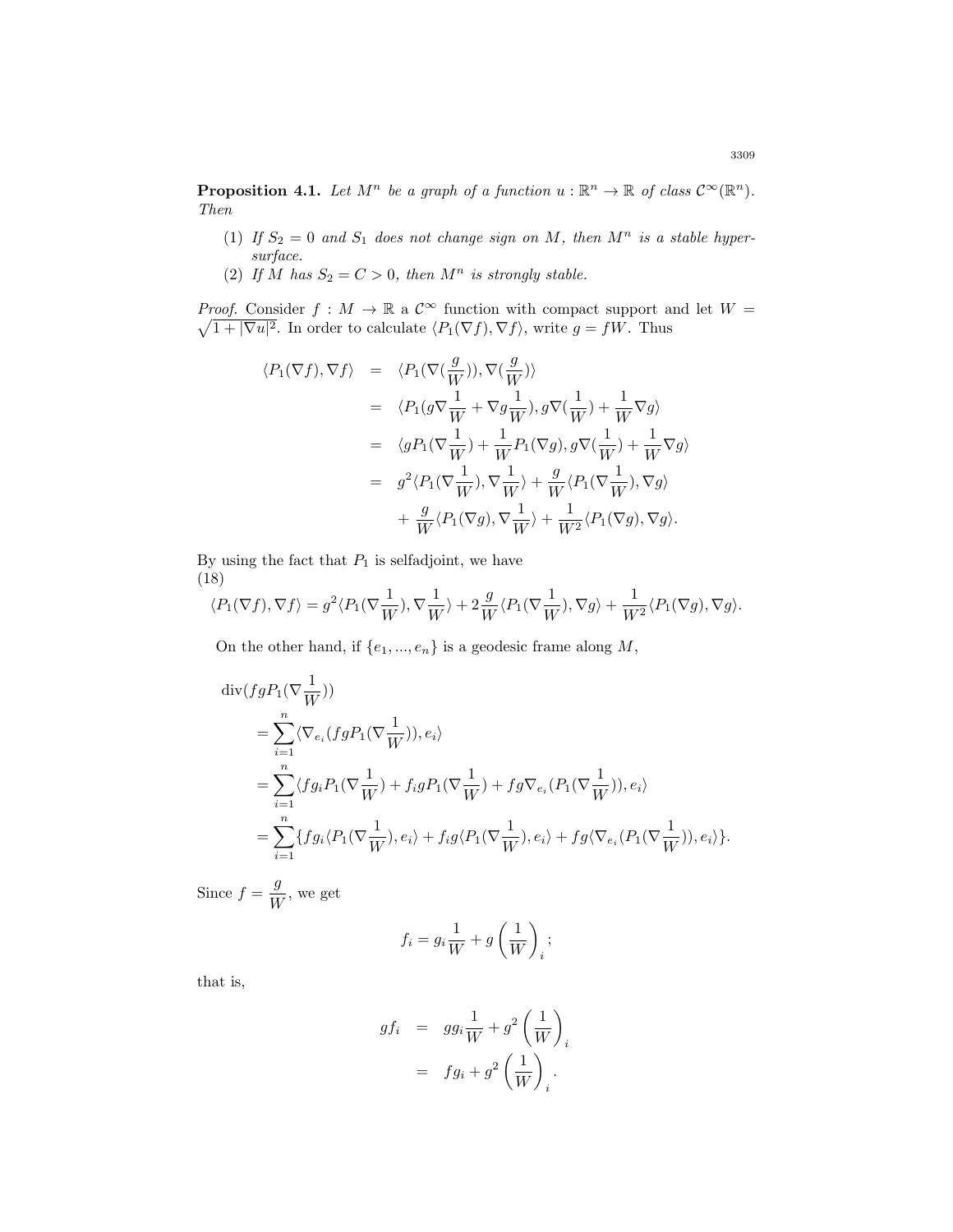**Proposition 4.1.** *Let $M^n$ be a graph of a function $u : \mathbb{R}^n \to \mathbb{R}$ of class $\mathcal{C}^\infty(\mathbb{R}^n)$. Then*

1. *If $S_2 = 0$ and $S_1$ does not change sign on $M$, then $M^n$ is a stable hypersurface.*
2. *If $M$ has $S_2 = C > 0$, then $M^n$ is strongly stable.*

*Proof.* Consider $f : M \to \mathbb{R}$ a $\mathcal{C}^\infty$ function with compact support and let $W = \sqrt{1 + |\nabla u|^2}$. In order to calculate $\langle P_1(\nabla f), \nabla f\rangle$, write $g = fW$. Thus

$$
\begin{aligned}
\langle P_1(\nabla f), \nabla f\rangle &= \langle P_1(\nabla(\frac{g}{W})), \nabla(\frac{g}{W})\rangle \\
&= \langle P_1(g\nabla\frac{1}{W} + \nabla g\frac{1}{W}), g\nabla(\frac{1}{W}) + \frac{1}{W}\nabla g\rangle \\
&= \langle gP_1(\nabla\frac{1}{W}) + \frac{1}{W}P_1(\nabla g), g\nabla(\frac{1}{W}) + \frac{1}{W}\nabla g\rangle \\
&= g^2\langle P_1(\nabla\frac{1}{W}), \nabla\frac{1}{W}\rangle + \frac{g}{W}\langle P_1(\nabla\frac{1}{W}), \nabla g\rangle \\
&\quad + \frac{g}{W}\langle P_1(\nabla g), \nabla\frac{1}{W}\rangle + \frac{1}{W^2}\langle P_1(\nabla g), \nabla g\rangle.
\end{aligned}
$$

By using the fact that $P_1$ is selfadjoint, we have
(18)

$$
\langle P_1(\nabla f), \nabla f\rangle = g^2\langle P_1(\nabla\frac{1}{W}), \nabla\frac{1}{W}\rangle + 2\frac{g}{W}\langle P_1(\nabla\frac{1}{W}), \nabla g\rangle + \frac{1}{W^2}\langle P_1(\nabla g), \nabla g\rangle.
$$

On the other hand, if $\{e_1, ..., e_n\}$ is a geodesic frame along $M$,

$$
\begin{aligned}
&\operatorname{div}(fgP_1(\nabla\frac{1}{W})) \\
&= \sum_{i=1}^{n}\langle\nabla_{e_i}(fgP_1(\nabla\frac{1}{W})), e_i\rangle \\
&= \sum_{i=1}^{n}\langle fg_iP_1(\nabla\frac{1}{W}) + f_igP_1(\nabla\frac{1}{W}) + fg\nabla_{e_i}(P_1(\nabla\frac{1}{W})), e_i\rangle \\
&= \sum_{i=1}^{n}\{fg_i\langle P_1(\nabla\frac{1}{W}), e_i\rangle + f_ig\langle P_1(\nabla\frac{1}{W}), e_i\rangle + fg\langle\nabla_{e_i}(P_1(\nabla\frac{1}{W})), e_i\rangle\}.
\end{aligned}
$$

Since $f = \dfrac{g}{W}$, we get

$$
f_i = g_i\frac{1}{W} + g\left(\frac{1}{W}\right)_i;
$$

that is,

$$
\begin{aligned}
gf_i &= gg_i\frac{1}{W} + g^2\left(\frac{1}{W}\right)_i \\
&= fg_i + g^2\left(\frac{1}{W}\right)_i.
\end{aligned}
$$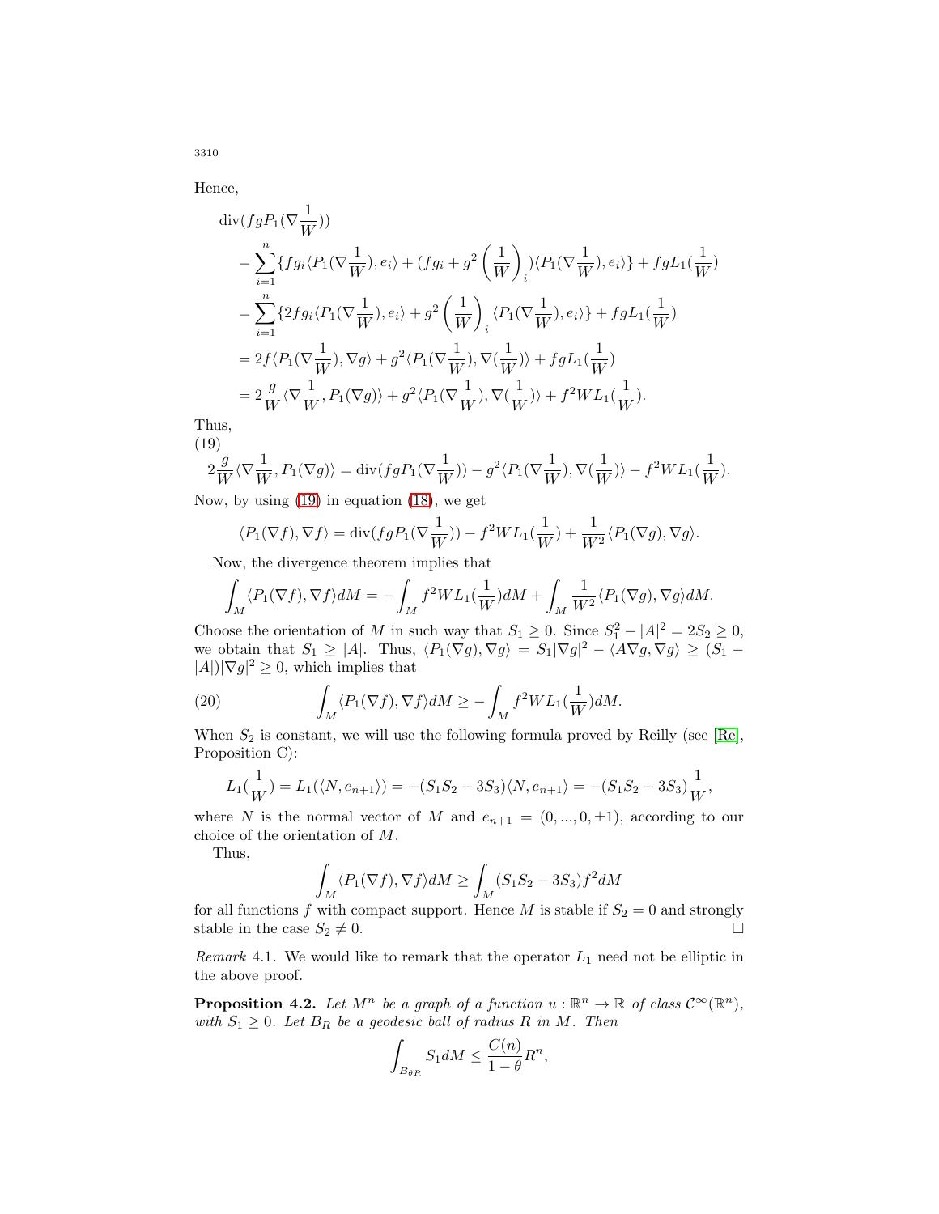Hence,

$$
\begin{aligned}
&\operatorname{div}(fgP_1(\nabla\frac{1}{W}))\\
&=\sum_{i=1}^{n}\{fg_i\langle P_1(\nabla\frac{1}{W}),e_i\rangle+(fg_i+g^2\left(\frac{1}{W}\right)_i)\langle P_1(\nabla\frac{1}{W}),e_i\rangle\}+fgL_1(\frac{1}{W})\\
&=\sum_{i=1}^{n}\{2fg_i\langle P_1(\nabla\frac{1}{W}),e_i\rangle+g^2\left(\frac{1}{W}\right)_i\langle P_1(\nabla\frac{1}{W}),e_i\rangle\}+fgL_1(\frac{1}{W})\\
&=2f\langle P_1(\nabla\frac{1}{W}),\nabla g\rangle+g^2\langle P_1(\nabla\frac{1}{W}),\nabla(\frac{1}{W})\rangle+fgL_1(\frac{1}{W})\\
&=2\frac{g}{W}\langle\nabla\frac{1}{W},P_1(\nabla g)\rangle+g^2\langle P_1(\nabla\frac{1}{W}),\nabla(\frac{1}{W})\rangle+f^2WL_1(\frac{1}{W}).
\end{aligned}
$$

Thus,

$$
2\frac{g}{W}\langle\nabla\frac{1}{W},P_1(\nabla g)\rangle=\operatorname{div}(fgP_1(\nabla\frac{1}{W}))-g^2\langle P_1(\nabla\frac{1}{W}),\nabla(\frac{1}{W})\rangle-f^2WL_1(\frac{1}{W}). \tag{19}
$$

Now, by using (19) in equation (18), we get

$$
\langle P_1(\nabla f),\nabla f\rangle=\operatorname{div}(fgP_1(\nabla\frac{1}{W}))-f^2WL_1(\frac{1}{W})+\frac{1}{W^2}\langle P_1(\nabla g),\nabla g\rangle.
$$

Now, the divergence theorem implies that

$$
\int_M\langle P_1(\nabla f),\nabla f\rangle dM=-\int_M f^2WL_1(\frac{1}{W})dM+\int_M\frac{1}{W^2}\langle P_1(\nabla g),\nabla g\rangle dM.
$$

Choose the orientation of $M$ in such way that $S_1\geq 0$. Since $S_1^2-|A|^2=2S_2\geq 0$, we obtain that $S_1\geq|A|$. Thus, $\langle P_1(\nabla g),\nabla g\rangle=S_1|\nabla g|^2-\langle A\nabla g,\nabla g\rangle\geq(S_1-|A|)|\nabla g|^2\geq 0$, which implies that

$$
\int_M\langle P_1(\nabla f),\nabla f\rangle dM\geq-\int_M f^2WL_1(\frac{1}{W})dM. \tag{20}
$$

When $S_2$ is constant, we will use the following formula proved by Reilly (see [Re], Proposition C):

$$
L_1(\frac{1}{W})=L_1(\langle N,e_{n+1}\rangle)=-(S_1S_2-3S_3)\langle N,e_{n+1}\rangle=-(S_1S_2-3S_3)\frac{1}{W},
$$

where $N$ is the normal vector of $M$ and $e_{n+1}=(0,...,0,\pm 1)$, according to our choice of the orientation of $M$.

Thus,

$$
\int_M\langle P_1(\nabla f),\nabla f\rangle dM\geq\int_M(S_1S_2-3S_3)f^2dM
$$

for all functions $f$ with compact support. Hence $M$ is stable if $S_2=0$ and strongly stable in the case $S_2\neq 0$. □

*Remark* 4.1. We would like to remark that the operator $L_1$ need not be elliptic in the above proof.

**Proposition 4.2.** *Let $M^n$ be a graph of a function $u:\mathbb{R}^n\to\mathbb{R}$ of class $\mathcal{C}^\infty(\mathbb{R}^n)$, with $S_1\geq 0$. Let $B_R$ be a geodesic ball of radius $R$ in $M$. Then*

$$
\int_{B_{\theta R}}S_1dM\leq\frac{C(n)}{1-\theta}R^n,
$$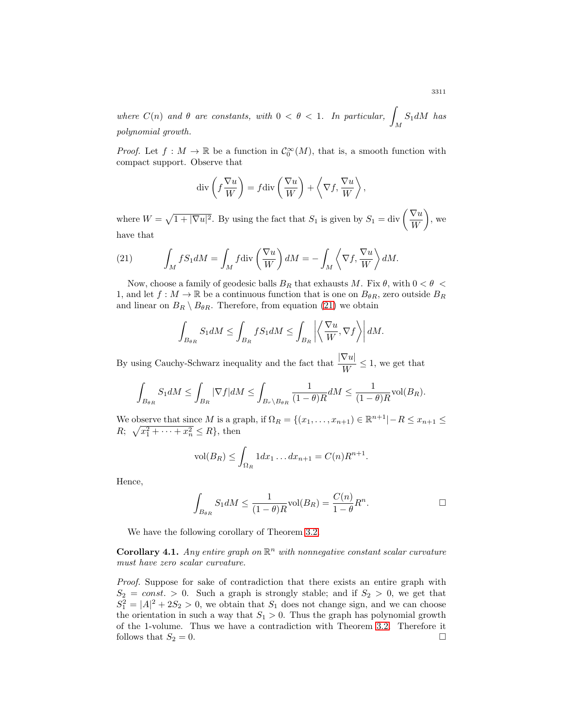*where $C(n)$ and $\theta$ are constants, with $0 < \theta < 1$. In particular, $\displaystyle\int_M S_1 dM$ has polynomial growth.*

*Proof.* Let $f : M \to \mathbb{R}$ be a function in $\mathcal{C}_0^\infty(M)$, that is, a smooth function with compact support. Observe that

$$\operatorname{div}\left(f\frac{\nabla u}{W}\right) = f\operatorname{div}\left(\frac{\nabla u}{W}\right) + \left\langle \nabla f, \frac{\nabla u}{W}\right\rangle,$$

where $W = \sqrt{1 + |\nabla u|^2}$. By using the fact that $S_1$ is given by $S_1 = \operatorname{div}\left(\frac{\nabla u}{W}\right)$, we have that

$$\int_M f S_1 dM = \int_M f\operatorname{div}\left(\frac{\nabla u}{W}\right) dM = -\int_M \left\langle \nabla f, \frac{\nabla u}{W}\right\rangle dM. \tag{21}$$

Now, choose a family of geodesic balls $B_R$ that exhausts $M$. Fix $\theta$, with $0 < \theta < 1$, and let $f : M \to \mathbb{R}$ be a continuous function that is one on $B_{\theta R}$, zero outside $B_R$ and linear on $B_R \setminus B_{\theta R}$. Therefore, from equation (21) we obtain

$$\int_{B_{\theta R}} S_1 dM \le \int_{B_R} f S_1 dM \le \int_{B_R} \left|\left\langle \frac{\nabla u}{W}, \nabla f\right\rangle\right| dM.$$

By using Cauchy-Schwarz inequality and the fact that $\dfrac{|\nabla u|}{W} \le 1$, we get that

$$\int_{B_{\theta R}} S_1 dM \le \int_{B_R} |\nabla f| dM \le \int_{B_r \setminus B_{\theta R}} \frac{1}{(1-\theta)R} dM \le \frac{1}{(1-\theta)R}\operatorname{vol}(B_R).$$

We observe that since $M$ is a graph, if $\Omega_R = \{(x_1, \dots, x_{n+1}) \in \mathbb{R}^{n+1} | -R \le x_{n+1} \le R;\ \sqrt{x_1^2 + \cdots + x_n^2} \le R\}$, then

$$\operatorname{vol}(B_R) \le \int_{\Omega_R} 1 dx_1 \dots dx_{n+1} = C(n)R^{n+1}.$$

Hence,

$$\int_{B_{\theta R}} S_1 dM \le \frac{1}{(1-\theta)R}\operatorname{vol}(B_R) = \frac{C(n)}{1-\theta}R^n. \qquad \square$$

We have the following corollary of Theorem 3.2.

**Corollary 4.1.** *Any entire graph on $\mathbb{R}^n$ with nonnegative constant scalar curvature must have zero scalar curvature.*

*Proof.* Suppose for sake of contradiction that there exists an entire graph with $S_2 = const. > 0$. Such a graph is strongly stable; and if $S_2 > 0$, we get that $S_1^2 = |A|^2 + 2S_2 > 0$, we obtain that $S_1$ does not change sign, and we can choose the orientation in such a way that $S_1 > 0$. Thus the graph has polynomial growth of the 1-volume. Thus we have a contradiction with Theorem 3.2. Therefore it follows that $S_2 = 0$. $\square$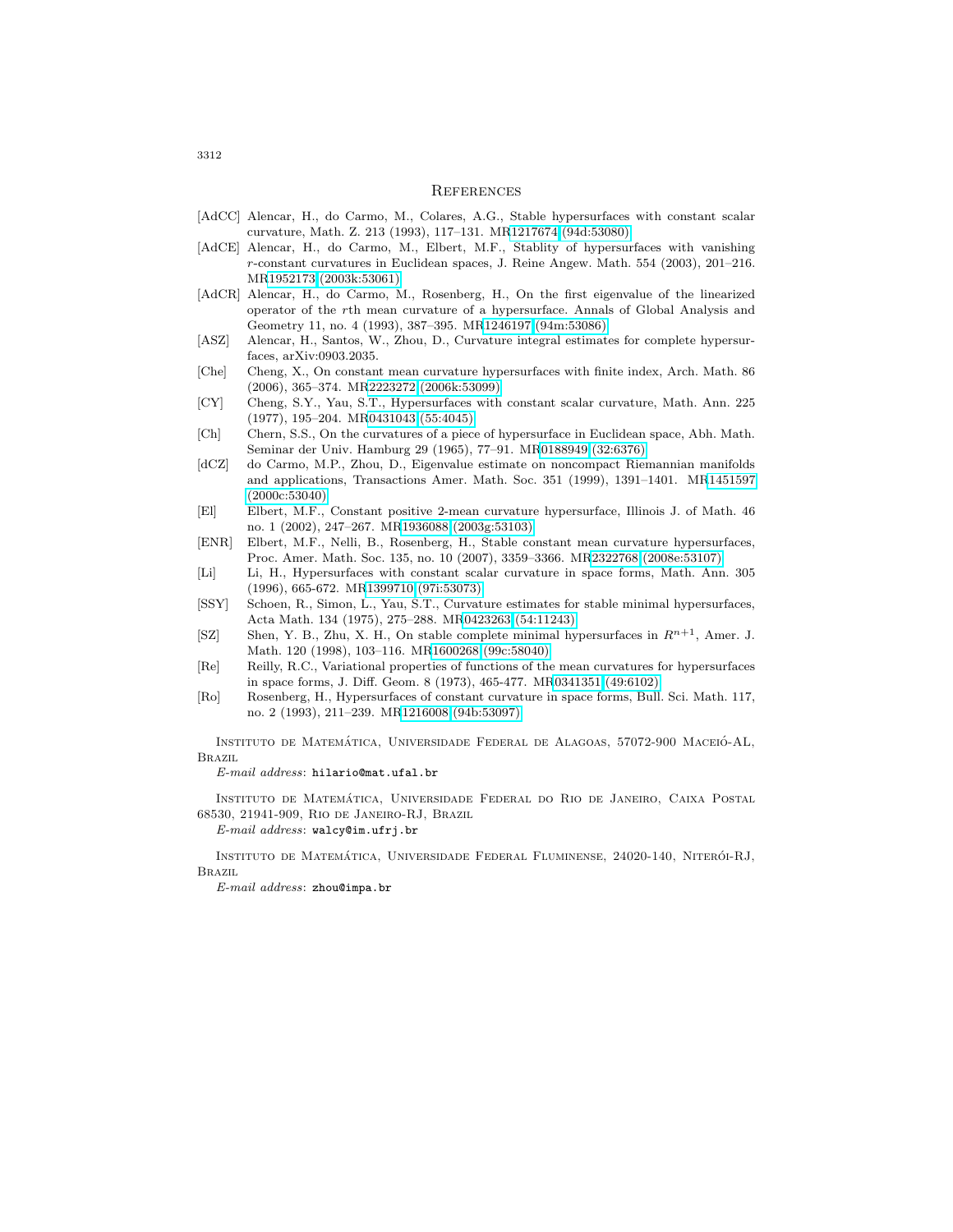## References

[AdCC] Alencar, H., do Carmo, M., Colares, A.G., Stable hypersurfaces with constant scalar curvature, Math. Z. 213 (1993), 117–131. MR1217674 (94d:53080)

[AdCE] Alencar, H., do Carmo, M., Elbert, M.F., Stablity of hypersurfaces with vanishing $r$-constant curvatures in Euclidean spaces, J. Reine Angew. Math. 554 (2003), 201–216. MR1952173 (2003k:53061)

[AdCR] Alencar, H., do Carmo, M., Rosenberg, H., On the first eigenvalue of the linearized operator of the $r$th mean curvature of a hypersurface. Annals of Global Analysis and Geometry 11, no. 4 (1993), 387–395. MR1246197 (94m:53086)

[ASZ] Alencar, H., Santos, W., Zhou, D., Curvature integral estimates for complete hypersurfaces, arXiv:0903.2035.

[Che] Cheng, X., On constant mean curvature hypersurfaces with finite index, Arch. Math. 86 (2006), 365–374. MR2223272 (2006k:53099)

[CY] Cheng, S.Y., Yau, S.T., Hypersurfaces with constant scalar curvature, Math. Ann. 225 (1977), 195–204. MR0431043 (55:4045)

[Ch] Chern, S.S., On the curvatures of a piece of hypersurface in Euclidean space, Abh. Math. Seminar der Univ. Hamburg 29 (1965), 77–91. MR0188949 (32:6376)

[dCZ] do Carmo, M.P., Zhou, D., Eigenvalue estimate on noncompact Riemannian manifolds and applications, Transactions Amer. Math. Soc. 351 (1999), 1391–1401. MR1451597 (2000c:53040)

[El] Elbert, M.F., Constant positive 2-mean curvature hypersurface, Illinois J. of Math. 46 no. 1 (2002), 247–267. MR1936088 (2003g:53103)

[ENR] Elbert, M.F., Nelli, B., Rosenberg, H., Stable constant mean curvature hypersurfaces, Proc. Amer. Math. Soc. 135, no. 10 (2007), 3359–3366. MR2322768 (2008e:53107)

[Li] Li, H., Hypersurfaces with constant scalar curvature in space forms, Math. Ann. 305 (1996), 665-672. MR1399710 (97i:53073)

[SSY] Schoen, R., Simon, L., Yau, S.T., Curvature estimates for stable minimal hypersurfaces, Acta Math. 134 (1975), 275–288. MR0423263 (54:11243)

[SZ] Shen, Y. B., Zhu, X. H., On stable complete minimal hypersurfaces in $R^{n+1}$, Amer. J. Math. 120 (1998), 103–116. MR1600268 (99c:58040)

[Re] Reilly, R.C., Variational properties of functions of the mean curvatures for hypersurfaces in space forms, J. Diff. Geom. 8 (1973), 465-477. MR0341351 (49:6102)

[Ro] Rosenberg, H., Hypersurfaces of constant curvature in space forms, Bull. Sci. Math. 117, no. 2 (1993), 211–239. MR1216008 (94b:53097)

Instituto de Matemática, Universidade Federal de Alagoas, 57072-900 Maceió-AL, Brazil

*E-mail address*: hilario@mat.ufal.br

Instituto de Matemática, Universidade Federal do Rio de Janeiro, Caixa Postal 68530, 21941-909, Rio de Janeiro-RJ, Brazil

*E-mail address*: walcy@im.ufrj.br

Instituto de Matemática, Universidade Federal Fluminense, 24020-140, Niterói-RJ, Brazil

*E-mail address*: zhou@impa.br